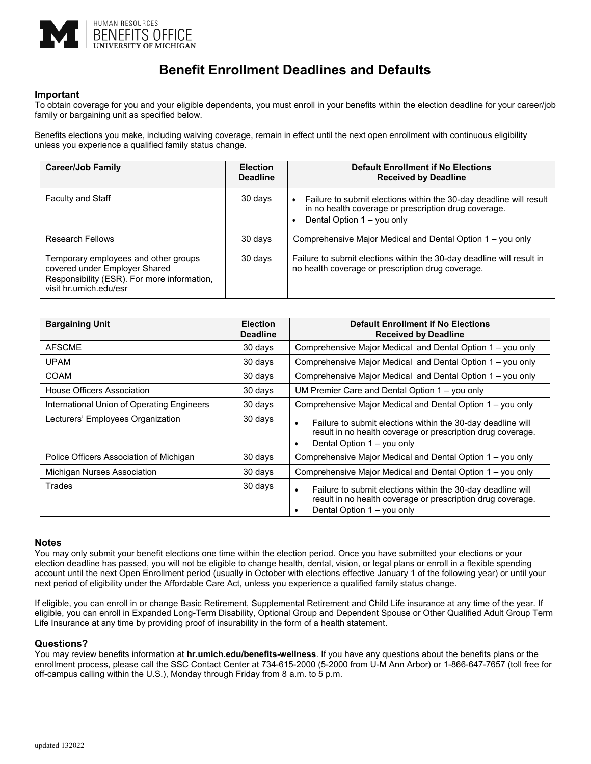HUMAN RESOURCES
BENEFITS OFFICE
UNIVERSITY OF MICHIGAN

# Benefit Enrollment Deadlines and Defaults

## Important

To obtain coverage for you and your eligible dependents, you must enroll in your benefits within the election deadline for your career/job family or bargaining unit as specified below.

Benefits elections you make, including waiving coverage, remain in effect until the next open enrollment with continuous eligibility unless you experience a qualified family status change.

| Career/Job Family | Election Deadline | Default Enrollment if No Elections Received by Deadline |
|---|---|---|
| Faculty and Staff | 30 days | • Failure to submit elections within the 30-day deadline will result in no health coverage or prescription drug coverage.<br>• Dental Option 1 – you only |
| Research Fellows | 30 days | Comprehensive Major Medical and Dental Option 1 – you only |
| Temporary employees and other groups covered under Employer Shared Responsibility (ESR). For more information, visit hr.umich.edu/esr | 30 days | Failure to submit elections within the 30-day deadline will result in no health coverage or prescription drug coverage. |

| Bargaining Unit | Election Deadline | Default Enrollment if No Elections Received by Deadline |
|---|---|---|
| AFSCME | 30 days | Comprehensive Major Medical and Dental Option 1 – you only |
| UPAM | 30 days | Comprehensive Major Medical and Dental Option 1 – you only |
| COAM | 30 days | Comprehensive Major Medical and Dental Option 1 – you only |
| House Officers Association | 30 days | UM Premier Care and Dental Option 1 – you only |
| International Union of Operating Engineers | 30 days | Comprehensive Major Medical and Dental Option 1 – you only |
| Lecturers' Employees Organization | 30 days | • Failure to submit elections within the 30-day deadline will result in no health coverage or prescription drug coverage.<br>• Dental Option 1 – you only |
| Police Officers Association of Michigan | 30 days | Comprehensive Major Medical and Dental Option 1 – you only |
| Michigan Nurses Association | 30 days | Comprehensive Major Medical and Dental Option 1 – you only |
| Trades | 30 days | • Failure to submit elections within the 30-day deadline will result in no health coverage or prescription drug coverage.<br>• Dental Option 1 – you only |

## Notes

You may only submit your benefit elections one time within the election period. Once you have submitted your elections or your election deadline has passed, you will not be eligible to change health, dental, vision, or legal plans or enroll in a flexible spending account until the next Open Enrollment period (usually in October with elections effective January 1 of the following year) or until your next period of eligibility under the Affordable Care Act, unless you experience a qualified family status change.

If eligible, you can enroll in or change Basic Retirement, Supplemental Retirement and Child Life insurance at any time of the year. If eligible, you can enroll in Expanded Long-Term Disability, Optional Group and Dependent Spouse or Other Qualified Adult Group Term Life Insurance at any time by providing proof of insurability in the form of a health statement.

## Questions?

You may review benefits information at **hr.umich.edu/benefits-wellness**. If you have any questions about the benefits plans or the enrollment process, please call the SSC Contact Center at 734-615-2000 (5-2000 from U-M Ann Arbor) or 1-866-647-7657 (toll free for off-campus calling within the U.S.), Monday through Friday from 8 a.m. to 5 p.m.

updated 132022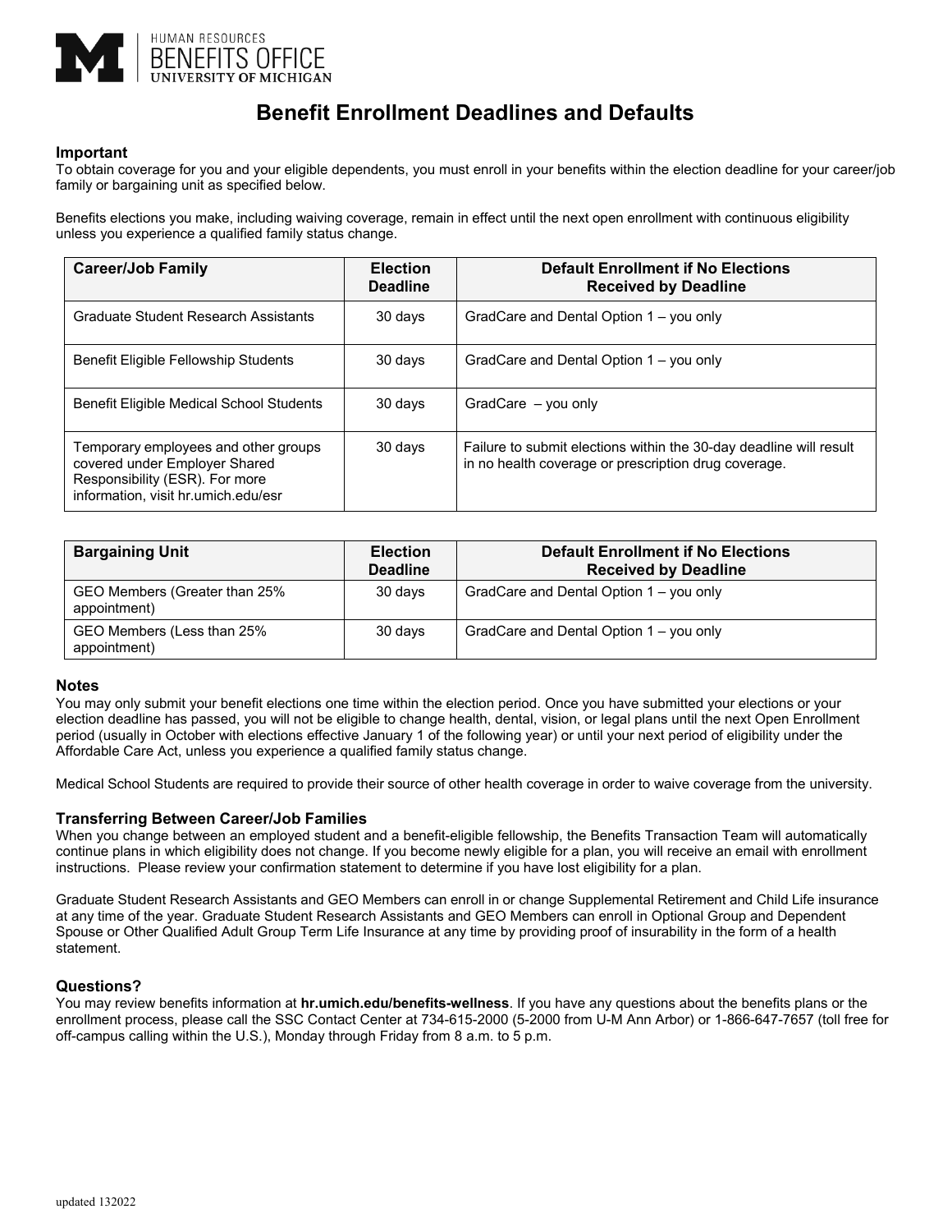HUMAN RESOURCES
BENEFITS OFFICE
UNIVERSITY OF MICHIGAN

# Benefit Enrollment Deadlines and Defaults

### Important

To obtain coverage for you and your eligible dependents, you must enroll in your benefits within the election deadline for your career/job family or bargaining unit as specified below.

Benefits elections you make, including waiving coverage, remain in effect until the next open enrollment with continuous eligibility unless you experience a qualified family status change.

| Career/Job Family | Election Deadline | Default Enrollment if No Elections Received by Deadline |
|---|---|---|
| Graduate Student Research Assistants | 30 days | GradCare and Dental Option 1 – you only |
| Benefit Eligible Fellowship Students | 30 days | GradCare and Dental Option 1 – you only |
| Benefit Eligible Medical School Students | 30 days | GradCare – you only |
| Temporary employees and other groups covered under Employer Shared Responsibility (ESR). For more information, visit hr.umich.edu/esr | 30 days | Failure to submit elections within the 30-day deadline will result in no health coverage or prescription drug coverage. |

| Bargaining Unit | Election Deadline | Default Enrollment if No Elections Received by Deadline |
|---|---|---|
| GEO Members (Greater than 25% appointment) | 30 days | GradCare and Dental Option 1 – you only |
| GEO Members (Less than 25% appointment) | 30 days | GradCare and Dental Option 1 – you only |

### Notes

You may only submit your benefit elections one time within the election period. Once you have submitted your elections or your election deadline has passed, you will not be eligible to change health, dental, vision, or legal plans until the next Open Enrollment period (usually in October with elections effective January 1 of the following year) or until your next period of eligibility under the Affordable Care Act, unless you experience a qualified family status change.

Medical School Students are required to provide their source of other health coverage in order to waive coverage from the university.

### Transferring Between Career/Job Families

When you change between an employed student and a benefit-eligible fellowship, the Benefits Transaction Team will automatically continue plans in which eligibility does not change. If you become newly eligible for a plan, you will receive an email with enrollment instructions. Please review your confirmation statement to determine if you have lost eligibility for a plan.

Graduate Student Research Assistants and GEO Members can enroll in or change Supplemental Retirement and Child Life insurance at any time of the year. Graduate Student Research Assistants and GEO Members can enroll in Optional Group and Dependent Spouse or Other Qualified Adult Group Term Life Insurance at any time by providing proof of insurability in the form of a health statement.

### Questions?

You may review benefits information at **hr.umich.edu/benefits-wellness**. If you have any questions about the benefits plans or the enrollment process, please call the SSC Contact Center at 734-615-2000 (5-2000 from U-M Ann Arbor) or 1-866-647-7657 (toll free for off-campus calling within the U.S.), Monday through Friday from 8 a.m. to 5 p.m.

updated 132022